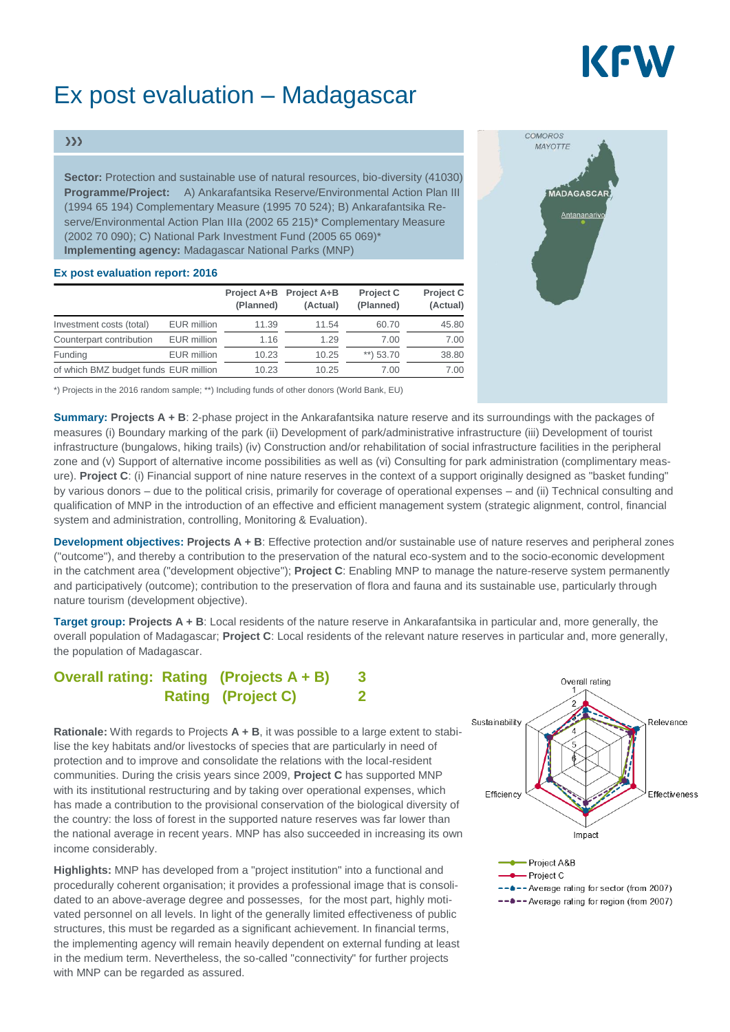# Ex post evaluation – Madagascar

**Sector:** Protection and sustainable use of natural resources, bio-diversity (41030)
**Programme/Project:** A) Ankarafantsika Reserve/Environmental Action Plan III (1994 65 194) Complementary Measure (1995 70 524); B) Ankarafantsika Reserve/Environmental Action Plan IIIa (2002 65 215)* Complementary Measure (2002 70 090); C) National Park Investment Fund (2005 65 069)*
**Implementing agency:** Madagascar National Parks (MNP)

### Ex post evaluation report: 2016

| | | Project A+B (Planned) | Project A+B (Actual) | Project C (Planned) | Project C (Actual) |
|---|---|---|---|---|---|
| Investment costs (total) | EUR million | 11.39 | 11.54 | 60.70 | 45.80 |
| Counterpart contribution | EUR million | 1.16 | 1.29 | 7.00 | 7.00 |
| Funding | EUR million | 10.23 | 10.25 | **) 53.70 | 38.80 |
| of which BMZ budget funds | EUR million | 10.23 | 10.25 | 7.00 | 7.00 |

*) Projects in the 2016 random sample; **) Including funds of other donors (World Bank, EU)

**Summary: Projects A + B**: 2-phase project in the Ankarafantsika nature reserve and its surroundings with the packages of measures (i) Boundary marking of the park (ii) Development of park/administrative infrastructure (iii) Development of tourist infrastructure (bungalows, hiking trails) (iv) Construction and/or rehabilitation of social infrastructure facilities in the peripheral zone and (v) Support of alternative income possibilities as well as (vi) Consulting for park administration (complimentary measure). **Project C**: (i) Financial support of nine nature reserves in the context of a support originally designed as "basket funding" by various donors – due to the political crisis, primarily for coverage of operational expenses – and (ii) Technical consulting and qualification of MNP in the introduction of an effective and efficient management system (strategic alignment, control, financial system and administration, controlling, Monitoring & Evaluation).

**Development objectives: Projects A + B**: Effective protection and/or sustainable use of nature reserves and peripheral zones ("outcome"), and thereby a contribution to the preservation of the natural eco-system and to the socio-economic development in the catchment area ("development objective"); **Project C**: Enabling MNP to manage the nature-reserve system permanently and participatively (outcome); contribution to the preservation of flora and fauna and its sustainable use, particularly through nature tourism (development objective).

**Target group: Projects A + B**: Local residents of the nature reserve in Ankarafantsika in particular and, more generally, the overall population of Madagascar; **Project C**: Local residents of the relevant nature reserves in particular and, more generally, the population of Madagascar.

## Overall rating: Rating (Projects A + B) 3
## Rating (Project C) 2

**Rationale:** With regards to Projects **A + B**, it was possible to a large extent to stabilise the key habitats and/or livestocks of species that are particularly in need of protection and to improve and consolidate the relations with the local-resident communities. During the crisis years since 2009, **Project C** has supported MNP with its institutional restructuring and by taking over operational expenses, which has made a contribution to the provisional conservation of the biological diversity of the country: the loss of forest in the supported nature reserves was far lower than the national average in recent years. MNP has also succeeded in increasing its own income considerably.

**Highlights:** MNP has developed from a "project institution" into a functional and procedurally coherent organisation; it provides a professional image that is consolidated to an above-average degree and possesses, for the most part, highly motivated personnel on all levels. In light of the generally limited effectiveness of public structures, this must be regarded as a significant achievement. In financial terms, the implementing agency will remain heavily dependent on external funding at least in the medium term. Nevertheless, the so-called "connectivity" for further projects with MNP can be regarded as assured.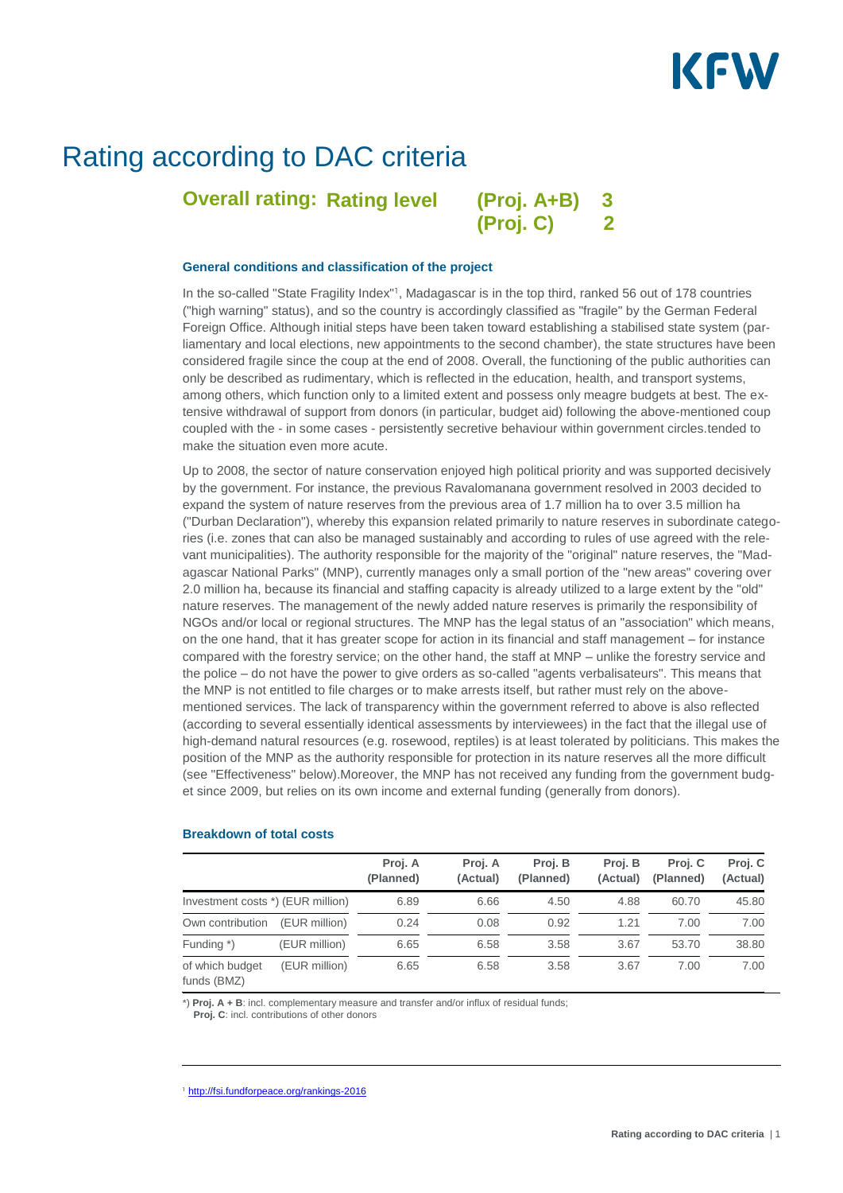# Rating according to DAC criteria

## Overall rating: Rating level (Proj. A+B) 3 (Proj. C) 2

### General conditions and classification of the project

In the so-called "State Fragility Index"[1], Madagascar is in the top third, ranked 56 out of 178 countries ("high warning" status), and so the country is accordingly classified as "fragile" by the German Federal Foreign Office. Although initial steps have been taken toward establishing a stabilised state system (parliamentary and local elections, new appointments to the second chamber), the state structures have been considered fragile since the coup at the end of 2008. Overall, the functioning of the public authorities can only be described as rudimentary, which is reflected in the education, health, and transport systems, among others, which function only to a limited extent and possess only meagre budgets at best. The extensive withdrawal of support from donors (in particular, budget aid) following the above-mentioned coup coupled with the - in some cases - persistently secretive behaviour within government circles.tended to make the situation even more acute.

Up to 2008, the sector of nature conservation enjoyed high political priority and was supported decisively by the government. For instance, the previous Ravalomanana government resolved in 2003 decided to expand the system of nature reserves from the previous area of 1.7 million ha to over 3.5 million ha ("Durban Declaration"), whereby this expansion related primarily to nature reserves in subordinate categories (i.e. zones that can also be managed sustainably and according to rules of use agreed with the relevant municipalities). The authority responsible for the majority of the "original" nature reserves, the "Madagascar National Parks" (MNP), currently manages only a small portion of the "new areas" covering over 2.0 million ha, because its financial and staffing capacity is already utilized to a large extent by the "old" nature reserves. The management of the newly added nature reserves is primarily the responsibility of NGOs and/or local or regional structures. The MNP has the legal status of an "association" which means, on the one hand, that it has greater scope for action in its financial and staff management – for instance compared with the forestry service; on the other hand, the staff at MNP – unlike the forestry service and the police – do not have the power to give orders as so-called "agents verbalisateurs". This means that the MNP is not entitled to file charges or to make arrests itself, but rather must rely on the above-mentioned services. The lack of transparency within the government referred to above is also reflected (according to several essentially identical assessments by interviewees) in the fact that the illegal use of high-demand natural resources (e.g. rosewood, reptiles) is at least tolerated by politicians. This makes the position of the MNP as the authority responsible for protection in its nature reserves all the more difficult (see "Effectiveness" below).Moreover, the MNP has not received any funding from the government budget since 2009, but relies on its own income and external funding (generally from donors).

### Breakdown of total costs

| | | Proj. A (Planned) | Proj. A (Actual) | Proj. B (Planned) | Proj. B (Actual) | Proj. C (Planned) | Proj. C (Actual) |
|---|---|---|---|---|---|---|---|
| Investment costs *) | (EUR million) | 6.89 | 6.66 | 4.50 | 4.88 | 60.70 | 45.80 |
| Own contribution | (EUR million) | 0.24 | 0.08 | 0.92 | 1.21 | 7.00 | 7.00 |
| Funding *) | (EUR million) | 6.65 | 6.58 | 3.58 | 3.67 | 53.70 | 38.80 |
| of which budget funds (BMZ) | (EUR million) | 6.65 | 6.58 | 3.58 | 3.67 | 7.00 | 7.00 |

*) **Proj. A + B**: incl. complementary measure and transfer and/or influx of residual funds;
**Proj. C**: incl. contributions of other donors

[1] http://fsi.fundforpeace.org/rankings-2016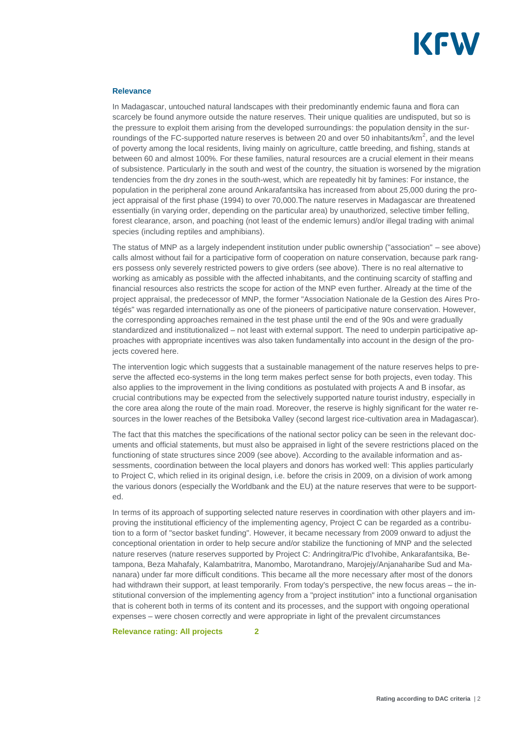## Relevance

In Madagascar, untouched natural landscapes with their predominantly endemic fauna and flora can scarcely be found anymore outside the nature reserves. Their unique qualities are undisputed, but so is the pressure to exploit them arising from the developed surroundings: the population density in the surroundings of the FC-supported nature reserves is between 20 and over 50 inhabitants/km$^2$, and the level of poverty among the local residents, living mainly on agriculture, cattle breeding, and fishing, stands at between 60 and almost 100%. For these families, natural resources are a crucial element in their means of subsistence. Particularly in the south and west of the country, the situation is worsened by the migration tendencies from the dry zones in the south-west, which are repeatedly hit by famines: For instance, the population in the peripheral zone around Ankarafantsika has increased from about 25,000 during the project appraisal of the first phase (1994) to over 70,000.The nature reserves in Madagascar are threatened essentially (in varying order, depending on the particular area) by unauthorized, selective timber felling, forest clearance, arson, and poaching (not least of the endemic lemurs) and/or illegal trading with animal species (including reptiles and amphibians).

The status of MNP as a largely independent institution under public ownership ("association" – see above) calls almost without fail for a participative form of cooperation on nature conservation, because park rangers possess only severely restricted powers to give orders (see above). There is no real alternative to working as amicably as possible with the affected inhabitants, and the continuing scarcity of staffing and financial resources also restricts the scope for action of the MNP even further. Already at the time of the project appraisal, the predecessor of MNP, the former "Association Nationale de la Gestion des Aires Protégés" was regarded internationally as one of the pioneers of participative nature conservation. However, the corresponding approaches remained in the test phase until the end of the 90s and were gradually standardized and institutionalized – not least with external support. The need to underpin participative approaches with appropriate incentives was also taken fundamentally into account in the design of the projects covered here.

The intervention logic which suggests that a sustainable management of the nature reserves helps to preserve the affected eco-systems in the long term makes perfect sense for both projects, even today. This also applies to the improvement in the living conditions as postulated with projects A and B insofar, as crucial contributions may be expected from the selectively supported nature tourist industry, especially in the core area along the route of the main road. Moreover, the reserve is highly significant for the water resources in the lower reaches of the Betsiboka Valley (second largest rice-cultivation area in Madagascar).

The fact that this matches the specifications of the national sector policy can be seen in the relevant documents and official statements, but must also be appraised in light of the severe restrictions placed on the functioning of state structures since 2009 (see above). According to the available information and assessments, coordination between the local players and donors has worked well: This applies particularly to Project C, which relied in its original design, i.e. before the crisis in 2009, on a division of work among the various donors (especially the Worldbank and the EU) at the nature reserves that were to be supported.

In terms of its approach of supporting selected nature reserves in coordination with other players and improving the institutional efficiency of the implementing agency, Project C can be regarded as a contribution to a form of "sector basket funding". However, it became necessary from 2009 onward to adjust the conceptional orientation in order to help secure and/or stabilize the functioning of MNP and the selected nature reserves (nature reserves supported by Project C: Andringitra/Pic d'Ivohibe, Ankarafantsika, Betampona, Beza Mahafaly, Kalambatritra, Manombo, Marotandrano, Marojejy/Anjanaharibe Sud and Mananara) under far more difficult conditions. This became all the more necessary after most of the donors had withdrawn their support, at least temporarily. From today's perspective, the new focus areas – the institutional conversion of the implementing agency from a "project institution" into a functional organisation that is coherent both in terms of its content and its processes, and the support with ongoing operational expenses – were chosen correctly and were appropriate in light of the prevalent circumstances

**Relevance rating: All projects 2**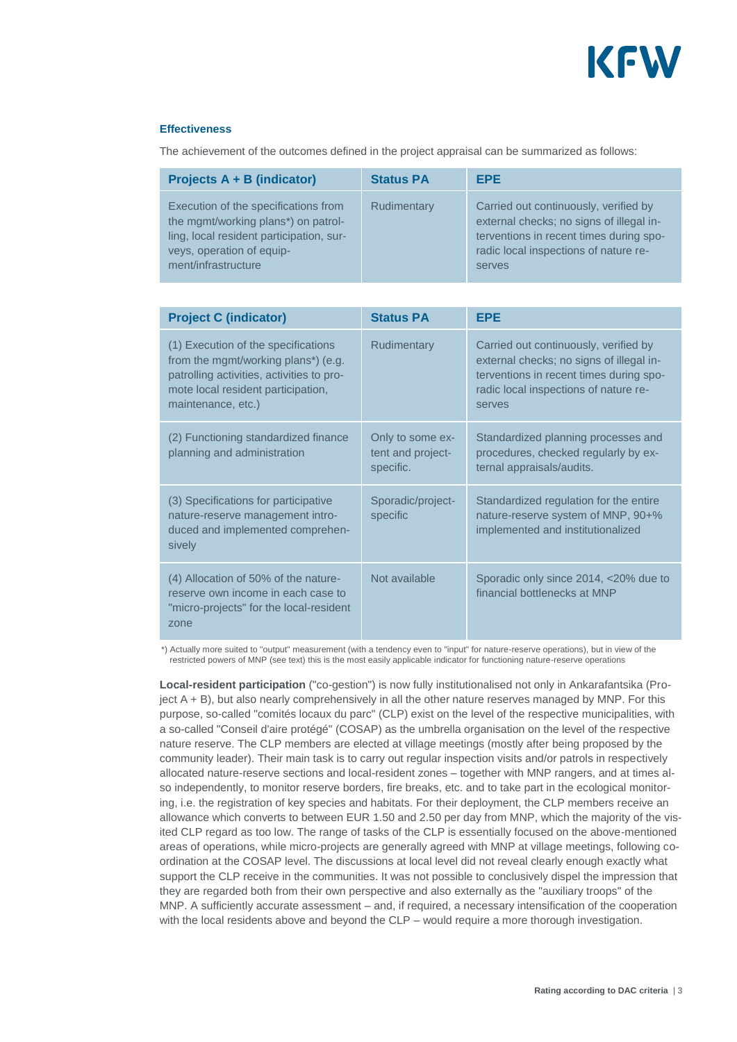#### Effectiveness

The achievement of the outcomes defined in the project appraisal can be summarized as follows:

| Projects A + B (indicator) | Status PA | EPE |
|---|---|---|
| Execution of the specifications from the mgmt/working plans*) on patrolling, local resident participation, surveys, operation of equipment/infrastructure | Rudimentary | Carried out continuously, verified by external checks; no signs of illegal interventions in recent times during sporadic local inspections of nature reserves |

| Project C (indicator) | Status PA | EPE |
|---|---|---|
| (1) Execution of the specifications from the mgmt/working plans*) (e.g. patrolling activities, activities to promote local resident participation, maintenance, etc.) | Rudimentary | Carried out continuously, verified by external checks; no signs of illegal interventions in recent times during sporadic local inspections of nature reserves |
| (2) Functioning standardized finance planning and administration | Only to some extent and project-specific. | Standardized planning processes and procedures, checked regularly by external appraisals/audits. |
| (3) Specifications for participative nature-reserve management introduced and implemented comprehensively | Sporadic/project-specific | Standardized regulation for the entire nature-reserve system of MNP, 90+% implemented and institutionalized |
| (4) Allocation of 50% of the nature-reserve own income in each case to "micro-projects" for the local-resident zone | Not available | Sporadic only since 2014, <20% due to financial bottlenecks at MNP |

*) Actually more suited to "output" measurement (with a tendency even to "input" for nature-reserve operations), but in view of the restricted powers of MNP (see text) this is the most easily applicable indicator for functioning nature-reserve operations

**Local-resident participation** ("co-gestion") is now fully institutionalised not only in Ankarafantsika (Project A + B), but also nearly comprehensively in all the other nature reserves managed by MNP. For this purpose, so-called "comités locaux du parc" (CLP) exist on the level of the respective municipalities, with a so-called "Conseil d'aire protégé" (COSAP) as the umbrella organisation on the level of the respective nature reserve. The CLP members are elected at village meetings (mostly after being proposed by the community leader). Their main task is to carry out regular inspection visits and/or patrols in respectively allocated nature-reserve sections and local-resident zones – together with MNP rangers, and at times also independently, to monitor reserve borders, fire breaks, etc. and to take part in the ecological monitoring, i.e. the registration of key species and habitats. For their deployment, the CLP members receive an allowance which converts to between EUR 1.50 and 2.50 per day from MNP, which the majority of the visited CLP regard as too low. The range of tasks of the CLP is essentially focused on the above-mentioned areas of operations, while micro-projects are generally agreed with MNP at village meetings, following coordination at the COSAP level. The discussions at local level did not reveal clearly enough exactly what support the CLP receive in the communities. It was not possible to conclusively dispel the impression that they are regarded both from their own perspective and also externally as the "auxiliary troops" of the MNP. A sufficiently accurate assessment – and, if required, a necessary intensification of the cooperation with the local residents above and beyond the CLP – would require a more thorough investigation.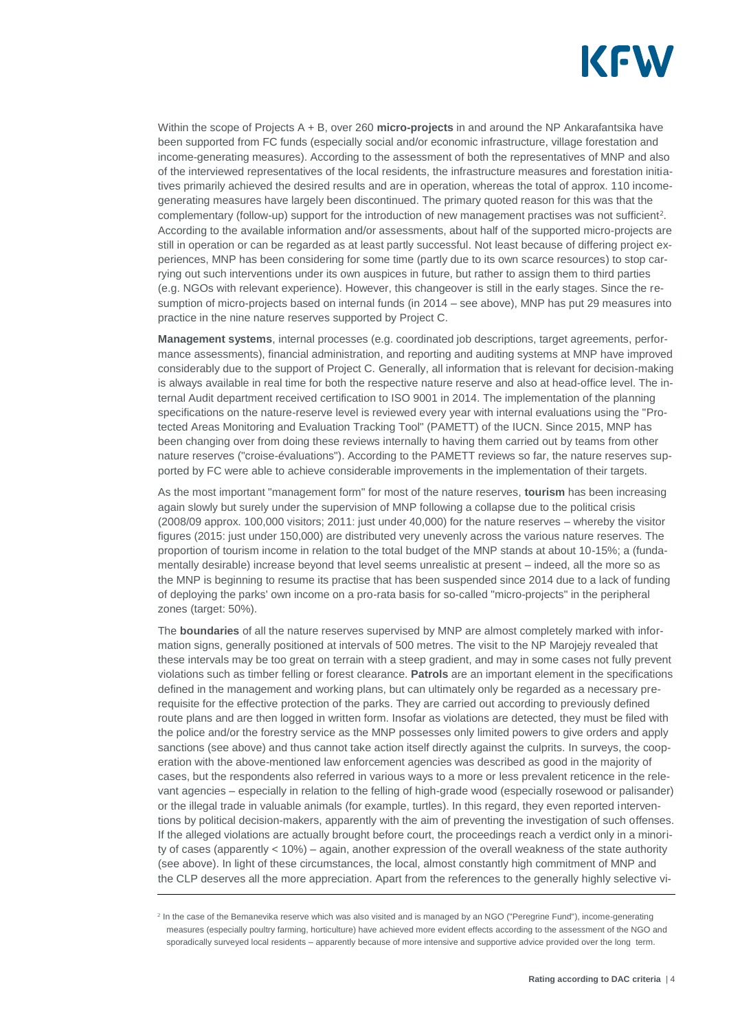Within the scope of Projects A + B, over 260 **micro-projects** in and around the NP Ankarafantsika have been supported from FC funds (especially social and/or economic infrastructure, village forestation and income-generating measures). According to the assessment of both the representatives of MNP and also of the interviewed representatives of the local residents, the infrastructure measures and forestation initiatives primarily achieved the desired results and are in operation, whereas the total of approx. 110 income-generating measures have largely been discontinued. The primary quoted reason for this was that the complementary (follow-up) support for the introduction of new management practises was not sufficient[2]. According to the available information and/or assessments, about half of the supported micro-projects are still in operation or can be regarded as at least partly successful. Not least because of differing project experiences, MNP has been considering for some time (partly due to its own scarce resources) to stop carrying out such interventions under its own auspices in future, but rather to assign them to third parties (e.g. NGOs with relevant experience). However, this changeover is still in the early stages. Since the resumption of micro-projects based on internal funds (in 2014 – see above), MNP has put 29 measures into practice in the nine nature reserves supported by Project C.

**Management systems**, internal processes (e.g. coordinated job descriptions, target agreements, performance assessments), financial administration, and reporting and auditing systems at MNP have improved considerably due to the support of Project C. Generally, all information that is relevant for decision-making is always available in real time for both the respective nature reserve and also at head-office level. The internal Audit department received certification to ISO 9001 in 2014. The implementation of the planning specifications on the nature-reserve level is reviewed every year with internal evaluations using the "Protected Areas Monitoring and Evaluation Tracking Tool" (PAMETT) of the IUCN. Since 2015, MNP has been changing over from doing these reviews internally to having them carried out by teams from other nature reserves ("croise-évaluations"). According to the PAMETT reviews so far, the nature reserves supported by FC were able to achieve considerable improvements in the implementation of their targets.

As the most important "management form" for most of the nature reserves, **tourism** has been increasing again slowly but surely under the supervision of MNP following a collapse due to the political crisis (2008/09 approx. 100,000 visitors; 2011: just under 40,000) for the nature reserves – whereby the visitor figures (2015: just under 150,000) are distributed very unevenly across the various nature reserves. The proportion of tourism income in relation to the total budget of the MNP stands at about 10-15%; a (fundamentally desirable) increase beyond that level seems unrealistic at present – indeed, all the more so as the MNP is beginning to resume its practise that has been suspended since 2014 due to a lack of funding of deploying the parks' own income on a pro-rata basis for so-called "micro-projects" in the peripheral zones (target: 50%).

The **boundaries** of all the nature reserves supervised by MNP are almost completely marked with information signs, generally positioned at intervals of 500 metres. The visit to the NP Marojejy revealed that these intervals may be too great on terrain with a steep gradient, and may in some cases not fully prevent violations such as timber felling or forest clearance. **Patrols** are an important element in the specifications defined in the management and working plans, but can ultimately only be regarded as a necessary prerequisite for the effective protection of the parks. They are carried out according to previously defined route plans and are then logged in written form. Insofar as violations are detected, they must be filed with the police and/or the forestry service as the MNP possesses only limited powers to give orders and apply sanctions (see above) and thus cannot take action itself directly against the culprits. In surveys, the cooperation with the above-mentioned law enforcement agencies was described as good in the majority of cases, but the respondents also referred in various ways to a more or less prevalent reticence in the relevant agencies – especially in relation to the felling of high-grade wood (especially rosewood or palisander) or the illegal trade in valuable animals (for example, turtles). In this regard, they even reported interventions by political decision-makers, apparently with the aim of preventing the investigation of such offenses. If the alleged violations are actually brought before court, the proceedings reach a verdict only in a minority of cases (apparently < 10%) – again, another expression of the overall weakness of the state authority (see above). In light of these circumstances, the local, almost constantly high commitment of MNP and the CLP deserves all the more appreciation. Apart from the references to the generally highly selective vi-

---

[2] In the case of the Bemanevika reserve which was also visited and is managed by an NGO ("Peregrine Fund"), income-generating measures (especially poultry farming, horticulture) have achieved more evident effects according to the assessment of the NGO and sporadically surveyed local residents – apparently because of more intensive and supportive advice provided over the long term.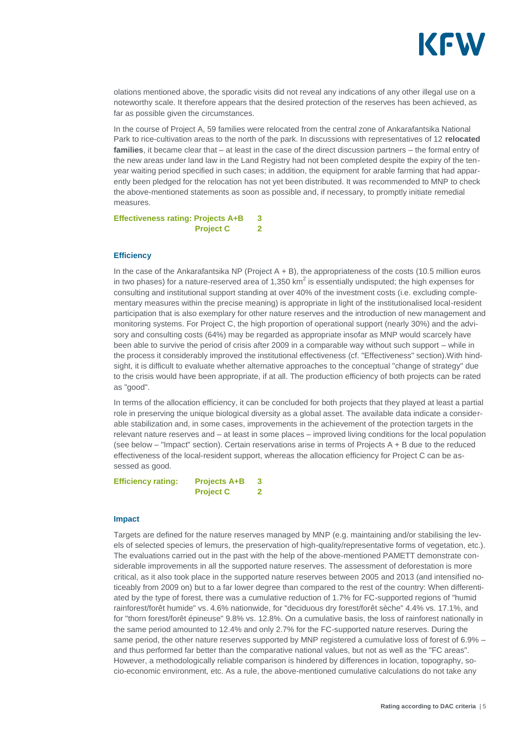olations mentioned above, the sporadic visits did not reveal any indications of any other illegal use on a noteworthy scale. It therefore appears that the desired protection of the reserves has been achieved, as far as possible given the circumstances.

In the course of Project A, 59 families were relocated from the central zone of Ankarafantsika National Park to rice-cultivation areas to the north of the park. In discussions with representatives of 12 **relocated families**, it became clear that – at least in the case of the direct discussion partners – the formal entry of the new areas under land law in the Land Registry had not been completed despite the expiry of the ten-year waiting period specified in such cases; in addition, the equipment for arable farming that had apparently been pledged for the relocation has not yet been distributed. It was recommended to MNP to check the above-mentioned statements as soon as possible and, if necessary, to promptly initiate remedial measures.

**Effectiveness rating: Projects A+B 3**
**Project C 2**

#### Efficiency

In the case of the Ankarafantsika NP (Project A + B), the appropriateness of the costs (10.5 million euros in two phases) for a nature-reserved area of 1,350 km$^2$ is essentially undisputed; the high expenses for consulting and institutional support standing at over 40% of the investment costs (i.e. excluding complementary measures within the precise meaning) is appropriate in light of the institutionalised local-resident participation that is also exemplary for other nature reserves and the introduction of new management and monitoring systems. For Project C, the high proportion of operational support (nearly 30%) and the advisory and consulting costs (64%) may be regarded as appropriate insofar as MNP would scarcely have been able to survive the period of crisis after 2009 in a comparable way without such support – while in the process it considerably improved the institutional effectiveness (cf. "Effectiveness" section).With hindsight, it is difficult to evaluate whether alternative approaches to the conceptual "change of strategy" due to the crisis would have been appropriate, if at all. The production efficiency of both projects can be rated as "good".

In terms of the allocation efficiency, it can be concluded for both projects that they played at least a partial role in preserving the unique biological diversity as a global asset. The available data indicate a considerable stabilization and, in some cases, improvements in the achievement of the protection targets in the relevant nature reserves and – at least in some places – improved living conditions for the local population (see below – "Impact" section). Certain reservations arise in terms of Projects A + B due to the reduced effectiveness of the local-resident support, whereas the allocation efficiency for Project C can be assessed as good.

**Efficiency rating: Projects A+B 3**
**Project C 2**

#### Impact

Targets are defined for the nature reserves managed by MNP (e.g. maintaining and/or stabilising the levels of selected species of lemurs, the preservation of high-quality/representative forms of vegetation, etc.). The evaluations carried out in the past with the help of the above-mentioned PAMETT demonstrate considerable improvements in all the supported nature reserves. The assessment of deforestation is more critical, as it also took place in the supported nature reserves between 2005 and 2013 (and intensified noticeably from 2009 on) but to a far lower degree than compared to the rest of the country: When differentiated by the type of forest, there was a cumulative reduction of 1.7% for FC-supported regions of "humid rainforest/forêt humide" vs. 4.6% nationwide, for "deciduous dry forest/forêt sèche" 4.4% vs. 17.1%, and for "thorn forest/forêt épineuse" 9.8% vs. 12.8%. On a cumulative basis, the loss of rainforest nationally in the same period amounted to 12.4% and only 2.7% for the FC-supported nature reserves. During the same period, the other nature reserves supported by MNP registered a cumulative loss of forest of 6.9% – and thus performed far better than the comparative national values, but not as well as the "FC areas". However, a methodologically reliable comparison is hindered by differences in location, topography, socio-economic environment, etc. As a rule, the above-mentioned cumulative calculations do not take any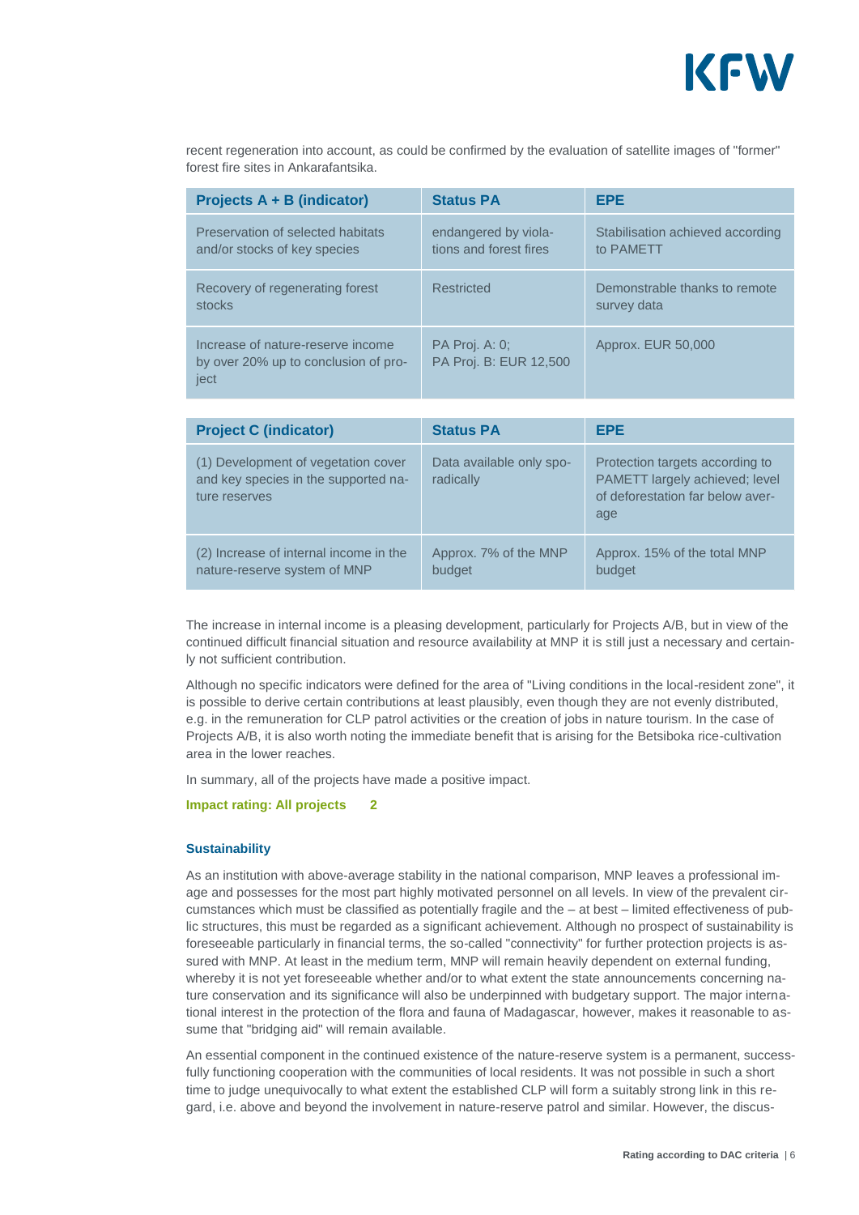recent regeneration into account, as could be confirmed by the evaluation of satellite images of "former" forest fire sites in Ankarafantsika.

| Projects A + B (indicator) | Status PA | EPE |
|---|---|---|
| Preservation of selected habitats and/or stocks of key species | endangered by violations and forest fires | Stabilisation achieved according to PAMETT |
| Recovery of regenerating forest stocks | Restricted | Demonstrable thanks to remote survey data |
| Increase of nature-reserve income by over 20% up to conclusion of project | PA Proj. A: 0; PA Proj. B: EUR 12,500 | Approx. EUR 50,000 |

| Project C (indicator) | Status PA | EPE |
|---|---|---|
| (1) Development of vegetation cover and key species in the supported nature reserves | Data available only sporadically | Protection targets according to PAMETT largely achieved; level of deforestation far below average |
| (2) Increase of internal income in the nature-reserve system of MNP | Approx. 7% of the MNP budget | Approx. 15% of the total MNP budget |

The increase in internal income is a pleasing development, particularly for Projects A/B, but in view of the continued difficult financial situation and resource availability at MNP it is still just a necessary and certainly not sufficient contribution.

Although no specific indicators were defined for the area of "Living conditions in the local-resident zone", it is possible to derive certain contributions at least plausibly, even though they are not evenly distributed, e.g. in the remuneration for CLP patrol activities or the creation of jobs in nature tourism. In the case of Projects A/B, it is also worth noting the immediate benefit that is arising for the Betsiboka rice-cultivation area in the lower reaches.

In summary, all of the projects have made a positive impact.

**Impact rating: All projects 2**

### Sustainability

As an institution with above-average stability in the national comparison, MNP leaves a professional image and possesses for the most part highly motivated personnel on all levels. In view of the prevalent circumstances which must be classified as potentially fragile and the – at best – limited effectiveness of public structures, this must be regarded as a significant achievement. Although no prospect of sustainability is foreseeable particularly in financial terms, the so-called "connectivity" for further protection projects is assured with MNP. At least in the medium term, MNP will remain heavily dependent on external funding, whereby it is not yet foreseeable whether and/or to what extent the state announcements concerning nature conservation and its significance will also be underpinned with budgetary support. The major international interest in the protection of the flora and fauna of Madagascar, however, makes it reasonable to assume that "bridging aid" will remain available.

An essential component in the continued existence of the nature-reserve system is a permanent, successfully functioning cooperation with the communities of local residents. It was not possible in such a short time to judge unequivocally to what extent the established CLP will form a suitably strong link in this regard, i.e. above and beyond the involvement in nature-reserve patrol and similar. However, the discus-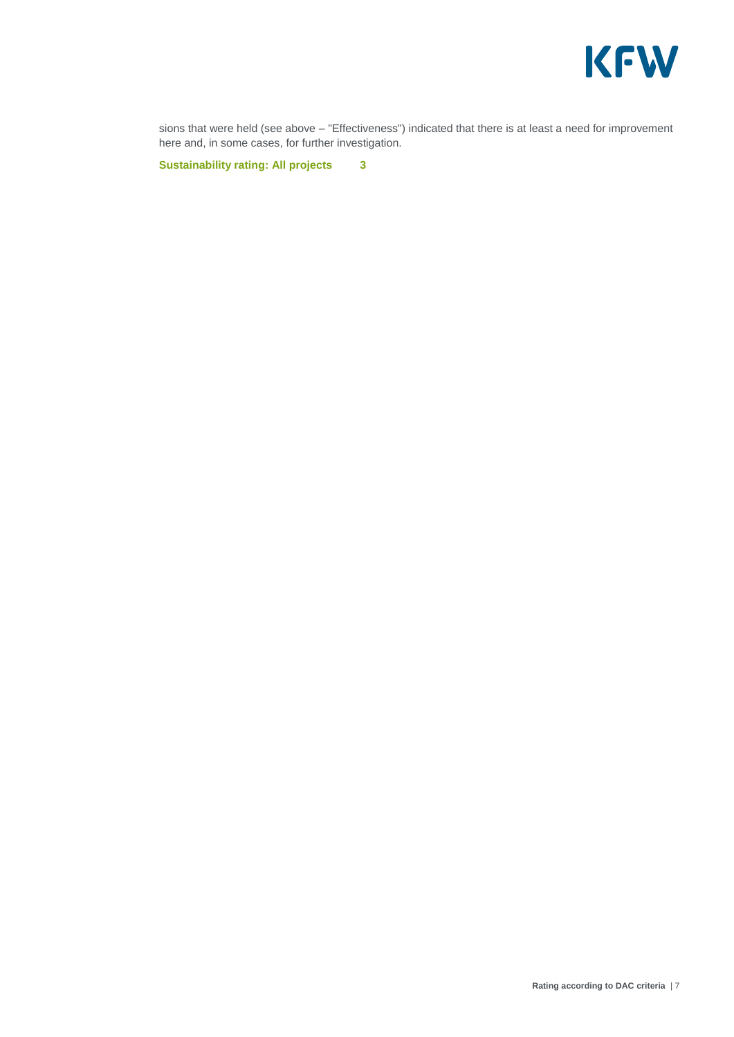sions that were held (see above – "Effectiveness") indicated that there is at least a need for improvement here and, in some cases, for further investigation.

**Sustainability rating: All projects 3**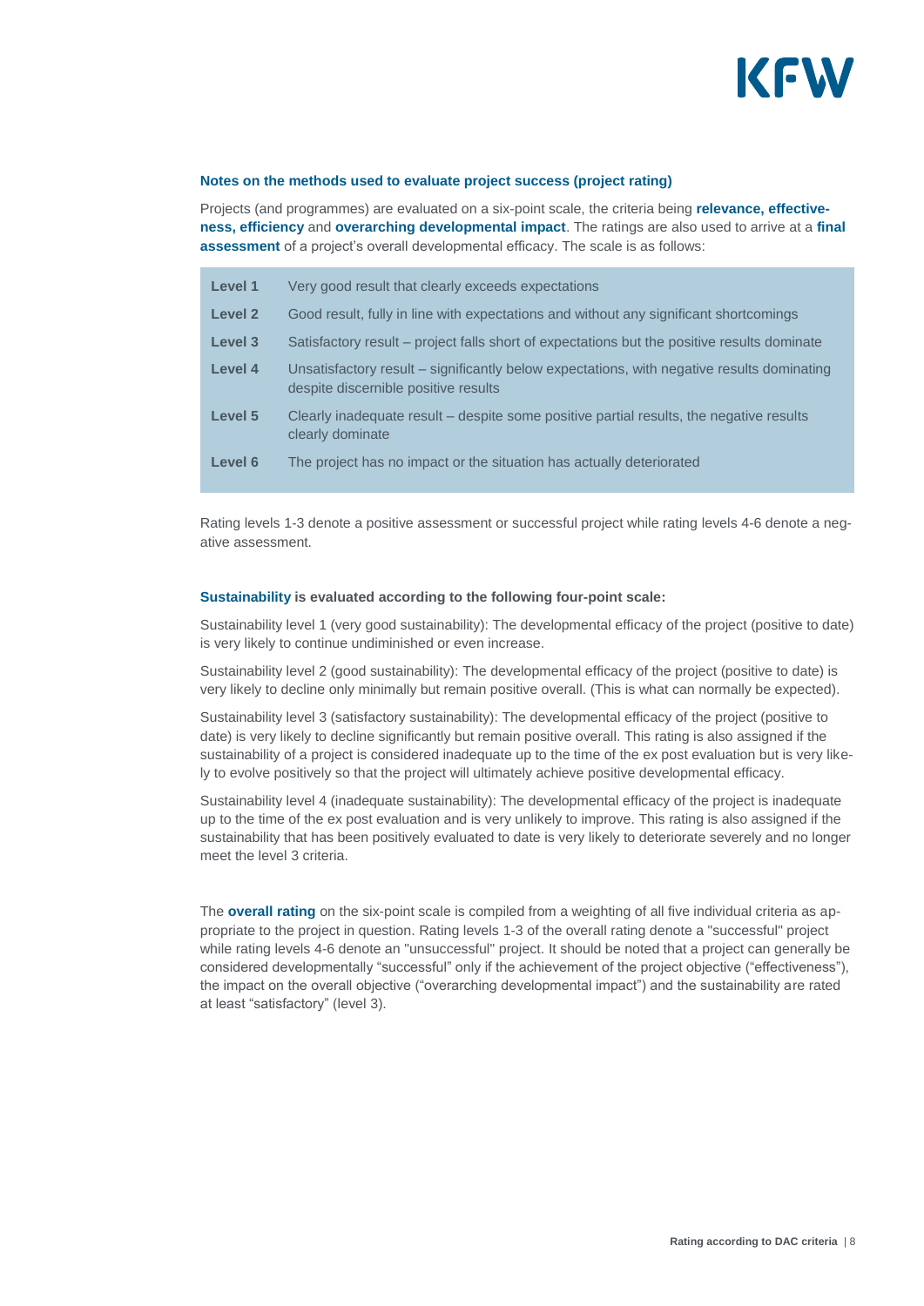**Notes on the methods used to evaluate project success (project rating)**

Projects (and programmes) are evaluated on a six-point scale, the criteria being **relevance, effectiveness, efficiency** and **overarching developmental impact**. The ratings are also used to arrive at a **final assessment** of a project's overall developmental efficacy. The scale is as follows:

| | |
|---|---|
| **Level 1** | Very good result that clearly exceeds expectations |
| **Level 2** | Good result, fully in line with expectations and without any significant shortcomings |
| **Level 3** | Satisfactory result – project falls short of expectations but the positive results dominate |
| **Level 4** | Unsatisfactory result – significantly below expectations, with negative results dominating despite discernible positive results |
| **Level 5** | Clearly inadequate result – despite some positive partial results, the negative results clearly dominate |
| **Level 6** | The project has no impact or the situation has actually deteriorated |

Rating levels 1-3 denote a positive assessment or successful project while rating levels 4-6 denote a negative assessment.

**Sustainability is evaluated according to the following four-point scale:**

Sustainability level 1 (very good sustainability): The developmental efficacy of the project (positive to date) is very likely to continue undiminished or even increase.

Sustainability level 2 (good sustainability): The developmental efficacy of the project (positive to date) is very likely to decline only minimally but remain positive overall. (This is what can normally be expected).

Sustainability level 3 (satisfactory sustainability): The developmental efficacy of the project (positive to date) is very likely to decline significantly but remain positive overall. This rating is also assigned if the sustainability of a project is considered inadequate up to the time of the ex post evaluation but is very likely to evolve positively so that the project will ultimately achieve positive developmental efficacy.

Sustainability level 4 (inadequate sustainability): The developmental efficacy of the project is inadequate up to the time of the ex post evaluation and is very unlikely to improve. This rating is also assigned if the sustainability that has been positively evaluated to date is very likely to deteriorate severely and no longer meet the level 3 criteria.

The **overall rating** on the six-point scale is compiled from a weighting of all five individual criteria as appropriate to the project in question. Rating levels 1-3 of the overall rating denote a "successful" project while rating levels 4-6 denote an "unsuccessful" project. It should be noted that a project can generally be considered developmentally "successful" only if the achievement of the project objective ("effectiveness"), the impact on the overall objective ("overarching developmental impact") and the sustainability are rated at least "satisfactory" (level 3).